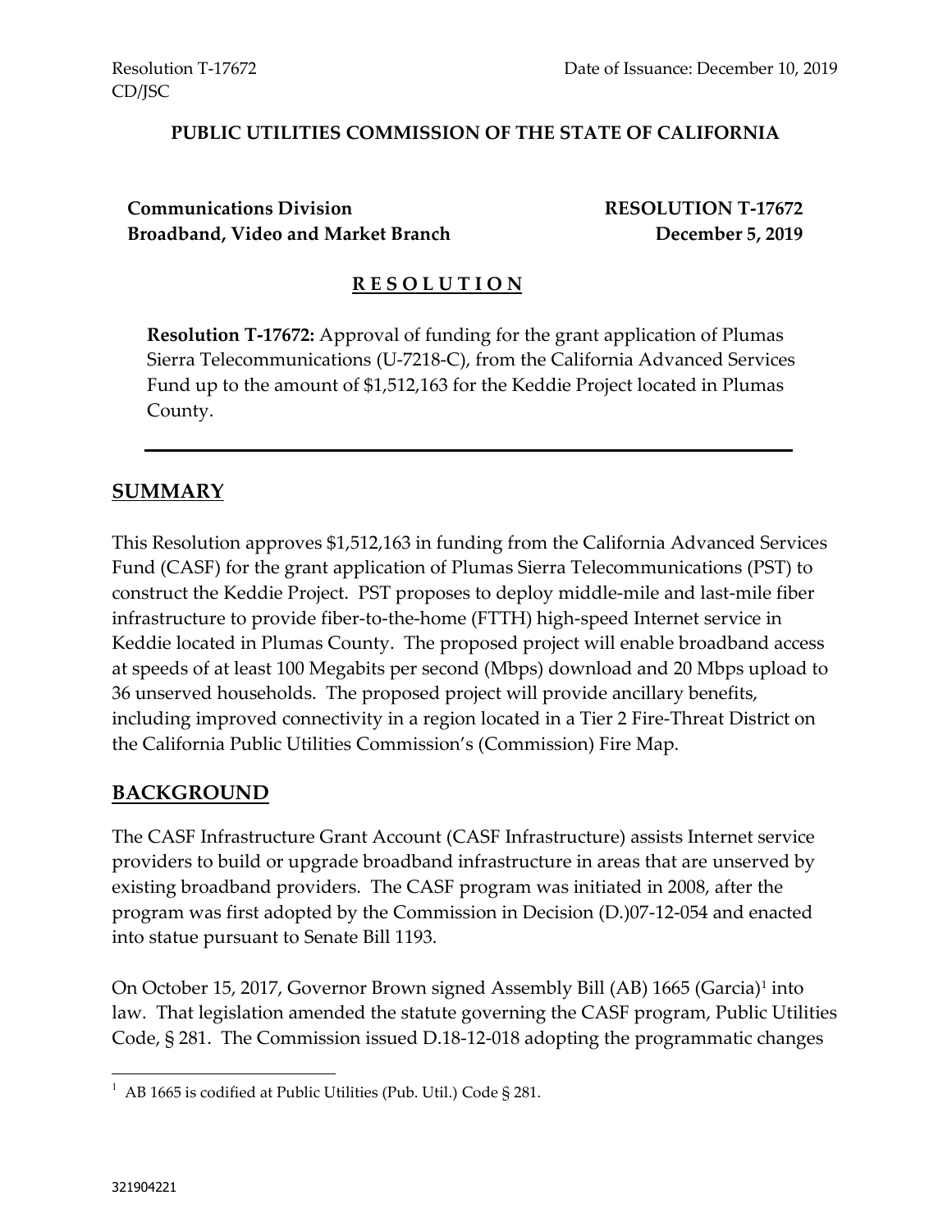Resolution T-17672 Date of Issuance: December 10, 2019
CD/JSC

**PUBLIC UTILITIES COMMISSION OF THE STATE OF CALIFORNIA**

**Communications Division** **RESOLUTION T-17672**
**Broadband, Video and Market Branch** **December 5, 2019**

**R E S O L U T I O N**

**Resolution T-17672:** Approval of funding for the grant application of Plumas Sierra Telecommunications (U-7218-C), from the California Advanced Services Fund up to the amount of $1,512,163 for the Keddie Project located in Plumas County.

---

## SUMMARY

This Resolution approves $1,512,163 in funding from the California Advanced Services Fund (CASF) for the grant application of Plumas Sierra Telecommunications (PST) to construct the Keddie Project. PST proposes to deploy middle-mile and last-mile fiber infrastructure to provide fiber-to-the-home (FTTH) high-speed Internet service in Keddie located in Plumas County. The proposed project will enable broadband access at speeds of at least 100 Megabits per second (Mbps) download and 20 Mbps upload to 36 unserved households. The proposed project will provide ancillary benefits, including improved connectivity in a region located in a Tier 2 Fire-Threat District on the California Public Utilities Commission's (Commission) Fire Map.

## BACKGROUND

The CASF Infrastructure Grant Account (CASF Infrastructure) assists Internet service providers to build or upgrade broadband infrastructure in areas that are unserved by existing broadband providers. The CASF program was initiated in 2008, after the program was first adopted by the Commission in Decision (D.)07-12-054 and enacted into statue pursuant to Senate Bill 1193.

On October 15, 2017, Governor Brown signed Assembly Bill (AB) 1665 (Garcia)[1] into law. That legislation amended the statute governing the CASF program, Public Utilities Code, § 281. The Commission issued D.18-12-018 adopting the programmatic changes

[1] AB 1665 is codified at Public Utilities (Pub. Util.) Code § 281.

321904221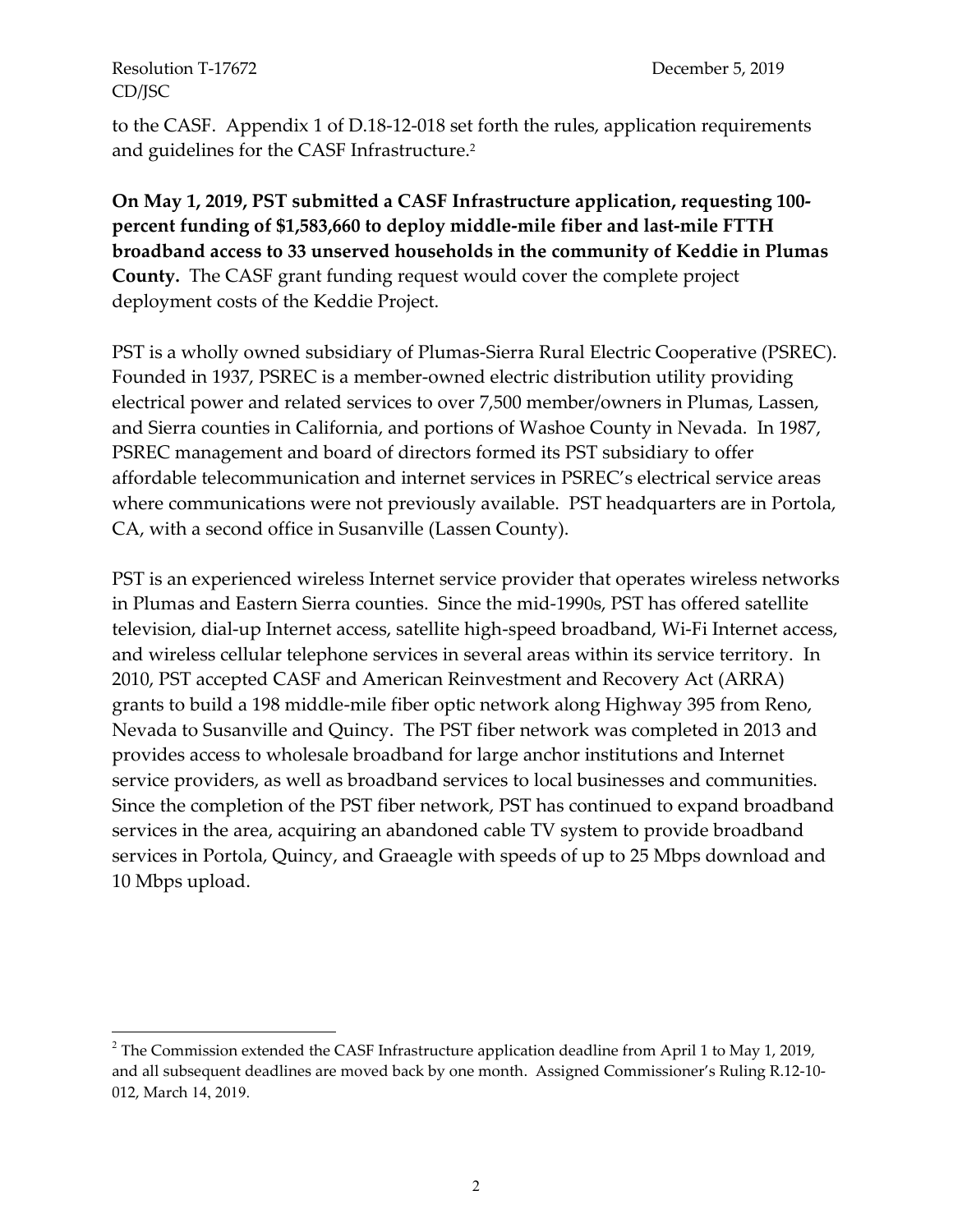to the CASF. Appendix 1 of D.18-12-018 set forth the rules, application requirements and guidelines for the CASF Infrastructure.[2]

**On May 1, 2019, PST submitted a CASF Infrastructure application, requesting 100-percent funding of $1,583,660 to deploy middle-mile fiber and last-mile FTTH broadband access to 33 unserved households in the community of Keddie in Plumas County.** The CASF grant funding request would cover the complete project deployment costs of the Keddie Project.

PST is a wholly owned subsidiary of Plumas-Sierra Rural Electric Cooperative (PSREC). Founded in 1937, PSREC is a member-owned electric distribution utility providing electrical power and related services to over 7,500 member/owners in Plumas, Lassen, and Sierra counties in California, and portions of Washoe County in Nevada. In 1987, PSREC management and board of directors formed its PST subsidiary to offer affordable telecommunication and internet services in PSREC's electrical service areas where communications were not previously available. PST headquarters are in Portola, CA, with a second office in Susanville (Lassen County).

PST is an experienced wireless Internet service provider that operates wireless networks in Plumas and Eastern Sierra counties. Since the mid-1990s, PST has offered satellite television, dial-up Internet access, satellite high-speed broadband, Wi-Fi Internet access, and wireless cellular telephone services in several areas within its service territory. In 2010, PST accepted CASF and American Reinvestment and Recovery Act (ARRA) grants to build a 198 middle-mile fiber optic network along Highway 395 from Reno, Nevada to Susanville and Quincy. The PST fiber network was completed in 2013 and provides access to wholesale broadband for large anchor institutions and Internet service providers, as well as broadband services to local businesses and communities. Since the completion of the PST fiber network, PST has continued to expand broadband services in the area, acquiring an abandoned cable TV system to provide broadband services in Portola, Quincy, and Graeagle with speeds of up to 25 Mbps download and 10 Mbps upload.

[2] The Commission extended the CASF Infrastructure application deadline from April 1 to May 1, 2019, and all subsequent deadlines are moved back by one month. Assigned Commissioner's Ruling R.12-10-012, March 14, 2019.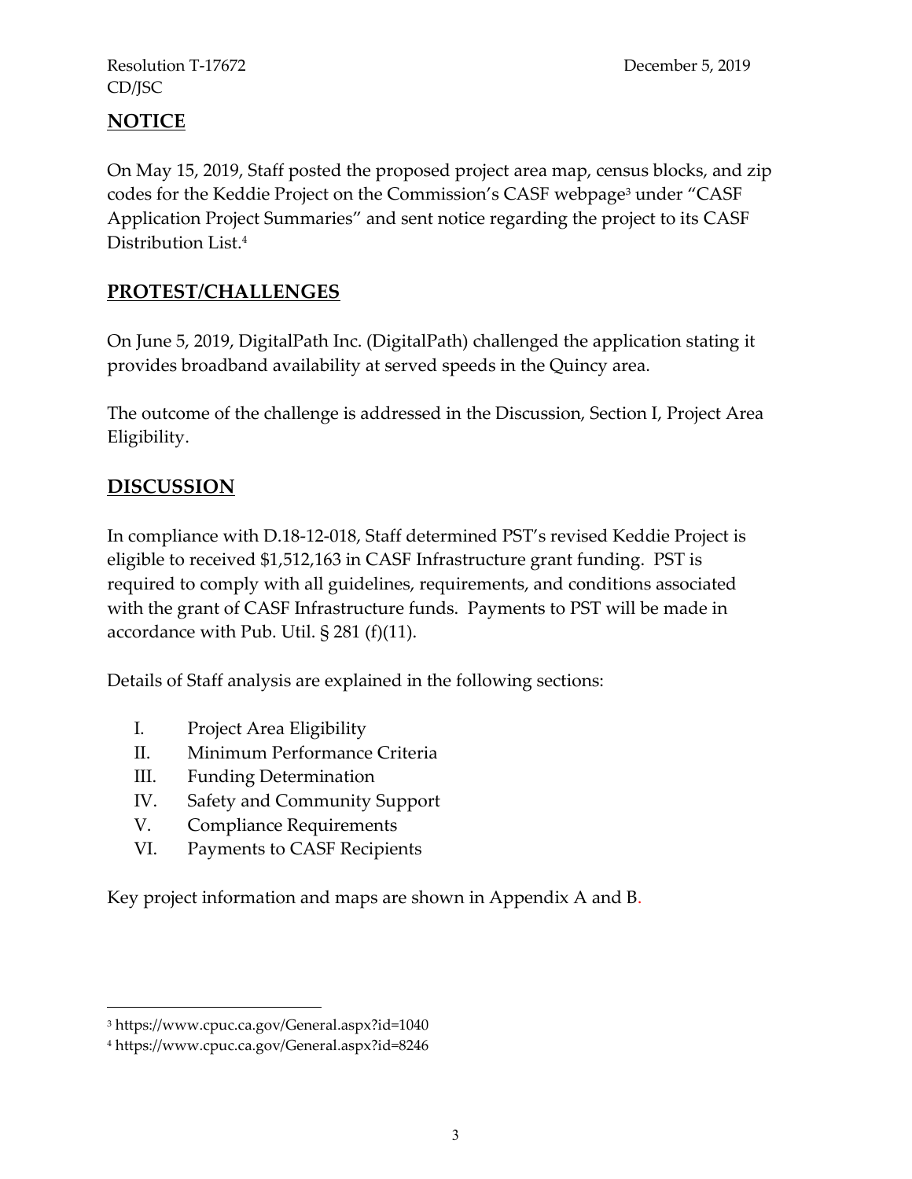## NOTICE

On May 15, 2019, Staff posted the proposed project area map, census blocks, and zip codes for the Keddie Project on the Commission's CASF webpage[3] under "CASF Application Project Summaries" and sent notice regarding the project to its CASF Distribution List.[4]

## PROTEST/CHALLENGES

On June 5, 2019, DigitalPath Inc. (DigitalPath) challenged the application stating it provides broadband availability at served speeds in the Quincy area.

The outcome of the challenge is addressed in the Discussion, Section I, Project Area Eligibility.

## DISCUSSION

In compliance with D.18-12-018, Staff determined PST's revised Keddie Project is eligible to received $1,512,163 in CASF Infrastructure grant funding. PST is required to comply with all guidelines, requirements, and conditions associated with the grant of CASF Infrastructure funds. Payments to PST will be made in accordance with Pub. Util. § 281 (f)(11).

Details of Staff analysis are explained in the following sections:

- I. Project Area Eligibility
- II. Minimum Performance Criteria
- III. Funding Determination
- IV. Safety and Community Support
- V. Compliance Requirements
- VI. Payments to CASF Recipients

Key project information and maps are shown in Appendix A and B.

---

[3] https://www.cpuc.ca.gov/General.aspx?id=1040

[4] https://www.cpuc.ca.gov/General.aspx?id=8246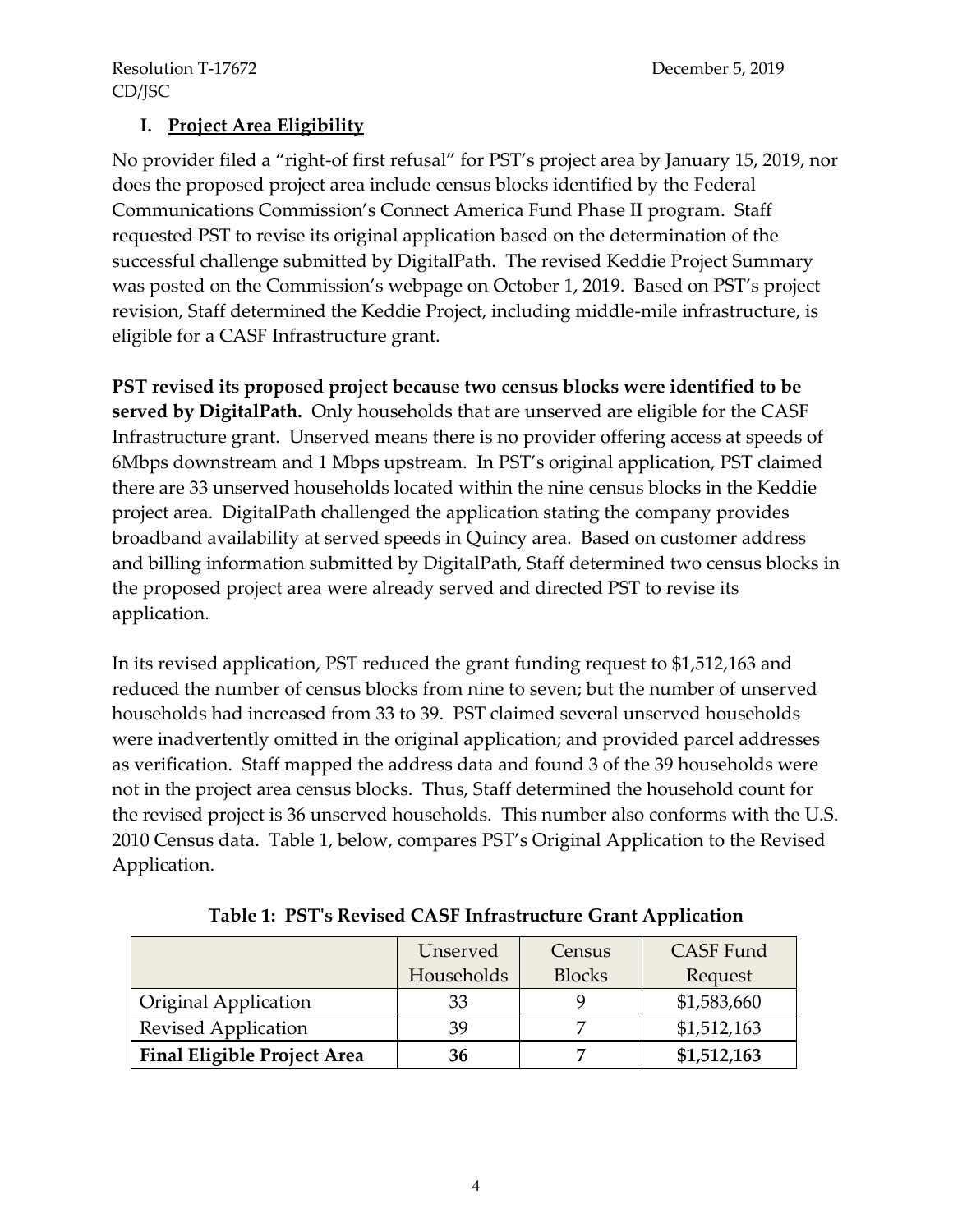## I. Project Area Eligibility

No provider filed a "right-of first refusal" for PST's project area by January 15, 2019, nor does the proposed project area include census blocks identified by the Federal Communications Commission's Connect America Fund Phase II program. Staff requested PST to revise its original application based on the determination of the successful challenge submitted by DigitalPath. The revised Keddie Project Summary was posted on the Commission's webpage on October 1, 2019. Based on PST's project revision, Staff determined the Keddie Project, including middle-mile infrastructure, is eligible for a CASF Infrastructure grant.

**PST revised its proposed project because two census blocks were identified to be served by DigitalPath.** Only households that are unserved are eligible for the CASF Infrastructure grant. Unserved means there is no provider offering access at speeds of 6Mbps downstream and 1 Mbps upstream. In PST's original application, PST claimed there are 33 unserved households located within the nine census blocks in the Keddie project area. DigitalPath challenged the application stating the company provides broadband availability at served speeds in Quincy area. Based on customer address and billing information submitted by DigitalPath, Staff determined two census blocks in the proposed project area were already served and directed PST to revise its application.

In its revised application, PST reduced the grant funding request to $1,512,163 and reduced the number of census blocks from nine to seven; but the number of unserved households had increased from 33 to 39. PST claimed several unserved households were inadvertently omitted in the original application; and provided parcel addresses as verification. Staff mapped the address data and found 3 of the 39 households were not in the project area census blocks. Thus, Staff determined the household count for the revised project is 36 unserved households. This number also conforms with the U.S. 2010 Census data. Table 1, below, compares PST's Original Application to the Revised Application.

**Table 1: PST's Revised CASF Infrastructure Grant Application**

| | Unserved Households | Census Blocks | CASF Fund Request |
|---|---|---|---|
| Original Application | 33 | 9 | $1,583,660 |
| Revised Application | 39 | 7 | $1,512,163 |
| **Final Eligible Project Area** | **36** | **7** | **$1,512,163** |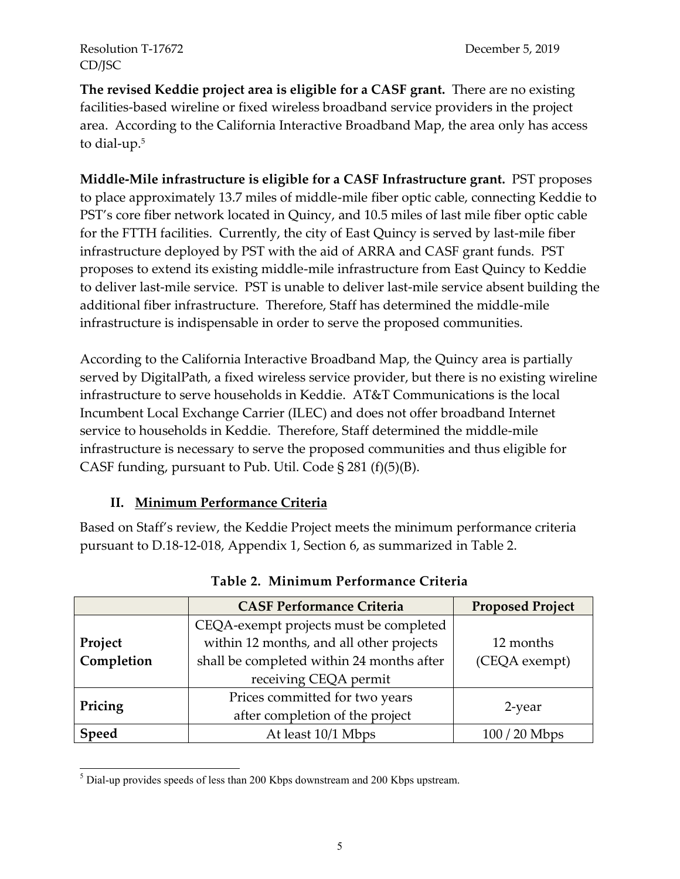**The revised Keddie project area is eligible for a CASF grant.** There are no existing facilities-based wireline or fixed wireless broadband service providers in the project area. According to the California Interactive Broadband Map, the area only has access to dial-up.[5]

**Middle-Mile infrastructure is eligible for a CASF Infrastructure grant.** PST proposes to place approximately 13.7 miles of middle-mile fiber optic cable, connecting Keddie to PST's core fiber network located in Quincy, and 10.5 miles of last mile fiber optic cable for the FTTH facilities. Currently, the city of East Quincy is served by last-mile fiber infrastructure deployed by PST with the aid of ARRA and CASF grant funds. PST proposes to extend its existing middle-mile infrastructure from East Quincy to Keddie to deliver last-mile service. PST is unable to deliver last-mile service absent building the additional fiber infrastructure. Therefore, Staff has determined the middle-mile infrastructure is indispensable in order to serve the proposed communities.

According to the California Interactive Broadband Map, the Quincy area is partially served by DigitalPath, a fixed wireless service provider, but there is no existing wireline infrastructure to serve households in Keddie. AT&T Communications is the local Incumbent Local Exchange Carrier (ILEC) and does not offer broadband Internet service to households in Keddie. Therefore, Staff determined the middle-mile infrastructure is necessary to serve the proposed communities and thus eligible for CASF funding, pursuant to Pub. Util. Code § 281 (f)(5)(B).

## II. Minimum Performance Criteria

Based on Staff's review, the Keddie Project meets the minimum performance criteria pursuant to D.18-12-018, Appendix 1, Section 6, as summarized in Table 2.

**Table 2. Minimum Performance Criteria**

| | CASF Performance Criteria | Proposed Project |
|---|---|---|
| **Project Completion** | CEQA-exempt projects must be completed within 12 months, and all other projects shall be completed within 24 months after receiving CEQA permit | 12 months (CEQA exempt) |
| **Pricing** | Prices committed for two years after completion of the project | 2-year |
| **Speed** | At least 10/1 Mbps | 100 / 20 Mbps |

[5] Dial-up provides speeds of less than 200 Kbps downstream and 200 Kbps upstream.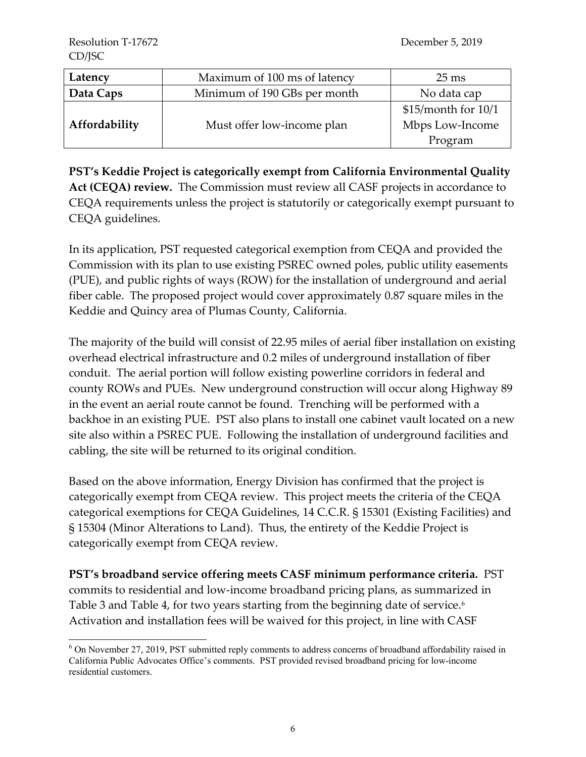| | | |
|---|---|---|
| **Latency** | Maximum of 100 ms of latency | 25 ms |
| **Data Caps** | Minimum of 190 GBs per month | No data cap |
| **Affordability** | Must offer low-income plan | $15/month for 10/1 Mbps Low-Income Program |

**PST's Keddie Project is categorically exempt from California Environmental Quality Act (CEQA) review.** The Commission must review all CASF projects in accordance to CEQA requirements unless the project is statutorily or categorically exempt pursuant to CEQA guidelines.

In its application, PST requested categorical exemption from CEQA and provided the Commission with its plan to use existing PSREC owned poles, public utility easements (PUE), and public rights of ways (ROW) for the installation of underground and aerial fiber cable. The proposed project would cover approximately 0.87 square miles in the Keddie and Quincy area of Plumas County, California.

The majority of the build will consist of 22.95 miles of aerial fiber installation on existing overhead electrical infrastructure and 0.2 miles of underground installation of fiber conduit. The aerial portion will follow existing powerline corridors in federal and county ROWs and PUEs. New underground construction will occur along Highway 89 in the event an aerial route cannot be found. Trenching will be performed with a backhoe in an existing PUE. PST also plans to install one cabinet vault located on a new site also within a PSREC PUE. Following the installation of underground facilities and cabling, the site will be returned to its original condition.

Based on the above information, Energy Division has confirmed that the project is categorically exempt from CEQA review. This project meets the criteria of the CEQA categorical exemptions for CEQA Guidelines, 14 C.C.R. § 15301 (Existing Facilities) and § 15304 (Minor Alterations to Land). Thus, the entirety of the Keddie Project is categorically exempt from CEQA review.

**PST's broadband service offering meets CASF minimum performance criteria.** PST commits to residential and low-income broadband pricing plans, as summarized in Table 3 and Table 4, for two years starting from the beginning date of service.[6] Activation and installation fees will be waived for this project, in line with CASF

[6] On November 27, 2019, PST submitted reply comments to address concerns of broadband affordability raised in California Public Advocates Office's comments. PST provided revised broadband pricing for low-income residential customers.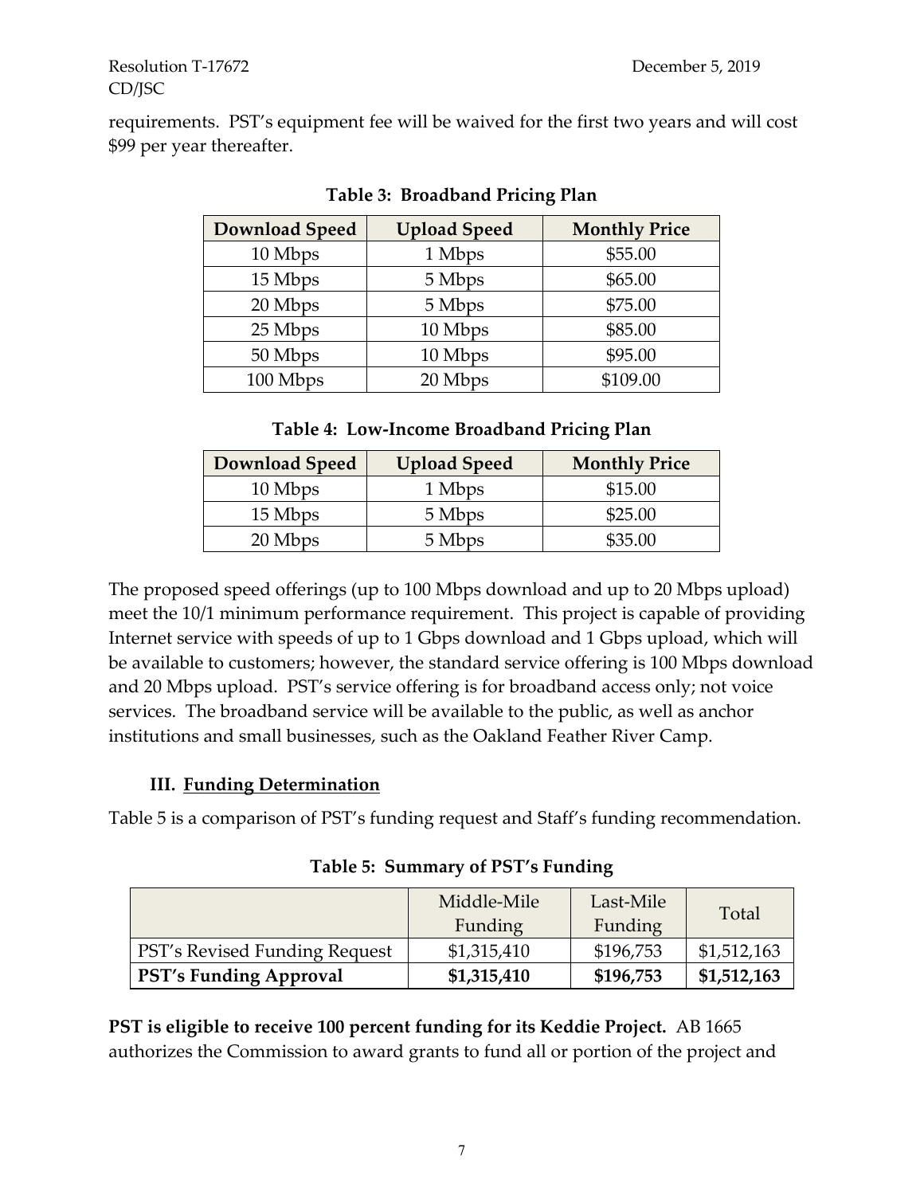requirements. PST's equipment fee will be waived for the first two years and will cost $99 per year thereafter.

**Table 3: Broadband Pricing Plan**

| Download Speed | Upload Speed | Monthly Price |
|---|---|---|
| 10 Mbps | 1 Mbps | $55.00 |
| 15 Mbps | 5 Mbps | $65.00 |
| 20 Mbps | 5 Mbps | $75.00 |
| 25 Mbps | 10 Mbps | $85.00 |
| 50 Mbps | 10 Mbps | $95.00 |
| 100 Mbps | 20 Mbps | $109.00 |

**Table 4: Low-Income Broadband Pricing Plan**

| Download Speed | Upload Speed | Monthly Price |
|---|---|---|
| 10 Mbps | 1 Mbps | $15.00 |
| 15 Mbps | 5 Mbps | $25.00 |
| 20 Mbps | 5 Mbps | $35.00 |

The proposed speed offerings (up to 100 Mbps download and up to 20 Mbps upload) meet the 10/1 minimum performance requirement. This project is capable of providing Internet service with speeds of up to 1 Gbps download and 1 Gbps upload, which will be available to customers; however, the standard service offering is 100 Mbps download and 20 Mbps upload. PST's service offering is for broadband access only; not voice services. The broadband service will be available to the public, as well as anchor institutions and small businesses, such as the Oakland Feather River Camp.

## III. Funding Determination

Table 5 is a comparison of PST's funding request and Staff's funding recommendation.

**Table 5: Summary of PST's Funding**

| | Middle-Mile Funding | Last-Mile Funding | Total |
|---|---|---|---|
| PST's Revised Funding Request | $1,315,410 | $196,753 | $1,512,163 |
| **PST's Funding Approval** | **$1,315,410** | **$196,753** | **$1,512,163** |

**PST is eligible to receive 100 percent funding for its Keddie Project.** AB 1665 authorizes the Commission to award grants to fund all or portion of the project and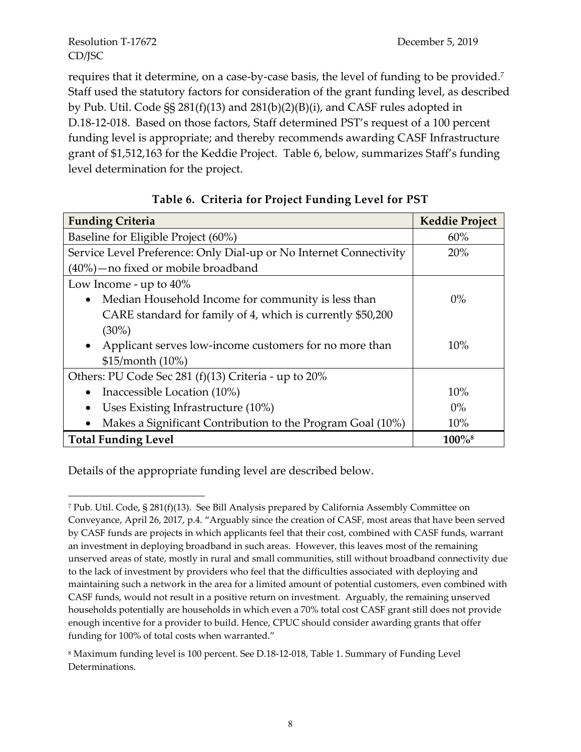requires that it determine, on a case-by-case basis, the level of funding to be provided.[7] Staff used the statutory factors for consideration of the grant funding level, as described by Pub. Util. Code §§ 281(f)(13) and 281(b)(2)(B)(i), and CASF rules adopted in D.18-12-018. Based on those factors, Staff determined PST's request of a 100 percent funding level is appropriate; and thereby recommends awarding CASF Infrastructure grant of $1,512,163 for the Keddie Project. Table 6, below, summarizes Staff's funding level determination for the project.

**Table 6. Criteria for Project Funding Level for PST**

| Funding Criteria | Keddie Project |
|---|---|
| Baseline for Eligible Project (60%) | 60% |
| Service Level Preference: Only Dial-up or No Internet Connectivity (40%)—no fixed or mobile broadband | 20% |
| Low Income - up to 40% | |
| • Median Household Income for community is less than CARE standard for family of 4, which is currently $50,200 (30%) | 0% |
| • Applicant serves low-income customers for no more than $15/month (10%) | 10% |
| Others: PU Code Sec 281 (f)(13) Criteria - up to 20% | |
| • Inaccessible Location (10%) | 10% |
| • Uses Existing Infrastructure (10%) | 0% |
| • Makes a Significant Contribution to the Program Goal (10%) | 10% |
| **Total Funding Level** | **100%**[8] |

Details of the appropriate funding level are described below.

---

[7] Pub. Util. Code, § 281(f)(13). See Bill Analysis prepared by California Assembly Committee on Conveyance, April 26, 2017, p.4. "Arguably since the creation of CASF, most areas that have been served by CASF funds are projects in which applicants feel that their cost, combined with CASF funds, warrant an investment in deploying broadband in such areas. However, this leaves most of the remaining unserved areas of state, mostly in rural and small communities, still without broadband connectivity due to the lack of investment by providers who feel that the difficulties associated with deploying and maintaining such a network in the area for a limited amount of potential customers, even combined with CASF funds, would not result in a positive return on investment. Arguably, the remaining unserved households potentially are households in which even a 70% total cost CASF grant still does not provide enough incentive for a provider to build. Hence, CPUC should consider awarding grants that offer funding for 100% of total costs when warranted."

[8] Maximum funding level is 100 percent. See D.18-12-018, Table 1. Summary of Funding Level Determinations.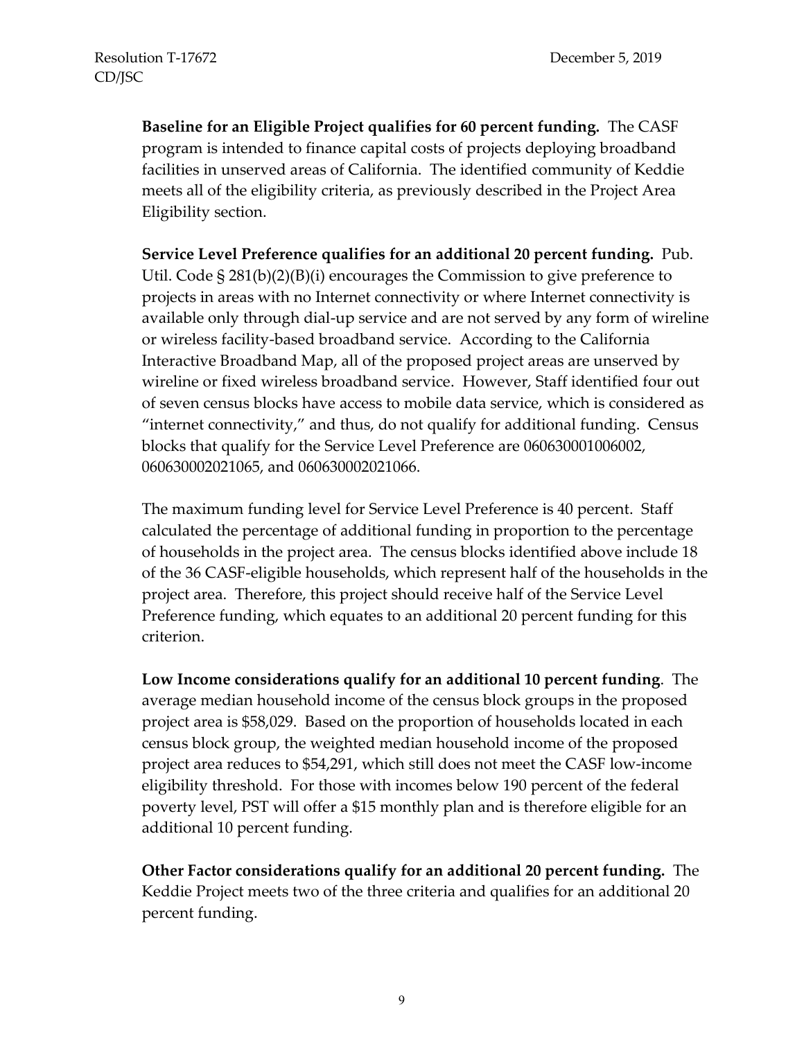**Baseline for an Eligible Project qualifies for 60 percent funding.** The CASF program is intended to finance capital costs of projects deploying broadband facilities in unserved areas of California. The identified community of Keddie meets all of the eligibility criteria, as previously described in the Project Area Eligibility section.

**Service Level Preference qualifies for an additional 20 percent funding.** Pub. Util. Code § 281(b)(2)(B)(i) encourages the Commission to give preference to projects in areas with no Internet connectivity or where Internet connectivity is available only through dial-up service and are not served by any form of wireline or wireless facility-based broadband service. According to the California Interactive Broadband Map, all of the proposed project areas are unserved by wireline or fixed wireless broadband service. However, Staff identified four out of seven census blocks have access to mobile data service, which is considered as "internet connectivity," and thus, do not qualify for additional funding. Census blocks that qualify for the Service Level Preference are 060630001006002, 060630002021065, and 060630002021066.

The maximum funding level for Service Level Preference is 40 percent. Staff calculated the percentage of additional funding in proportion to the percentage of households in the project area. The census blocks identified above include 18 of the 36 CASF-eligible households, which represent half of the households in the project area. Therefore, this project should receive half of the Service Level Preference funding, which equates to an additional 20 percent funding for this criterion.

**Low Income considerations qualify for an additional 10 percent funding**. The average median household income of the census block groups in the proposed project area is $58,029. Based on the proportion of households located in each census block group, the weighted median household income of the proposed project area reduces to $54,291, which still does not meet the CASF low-income eligibility threshold. For those with incomes below 190 percent of the federal poverty level, PST will offer a $15 monthly plan and is therefore eligible for an additional 10 percent funding.

**Other Factor considerations qualify for an additional 20 percent funding.** The Keddie Project meets two of the three criteria and qualifies for an additional 20 percent funding.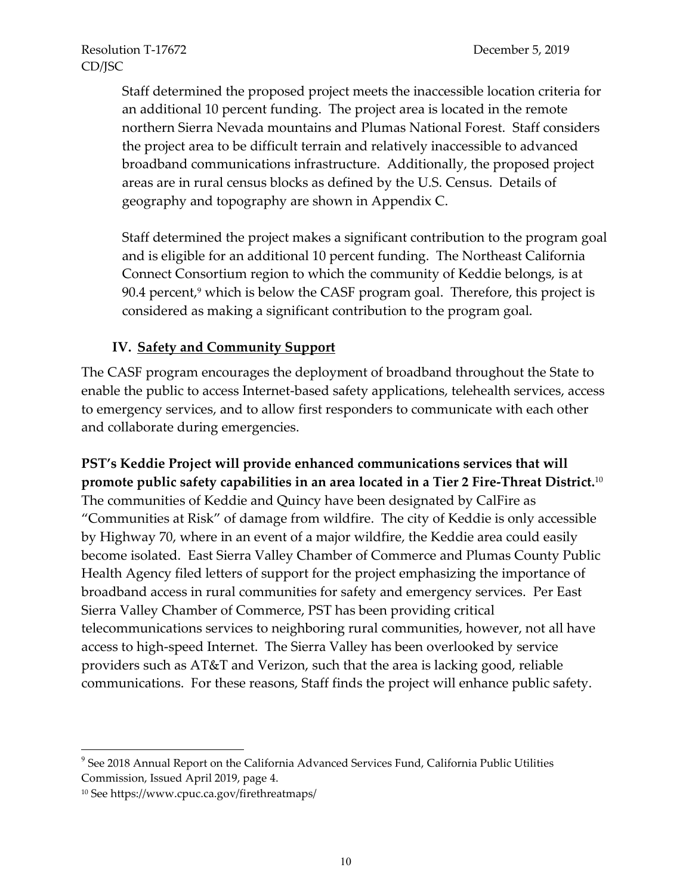Staff determined the proposed project meets the inaccessible location criteria for an additional 10 percent funding. The project area is located in the remote northern Sierra Nevada mountains and Plumas National Forest. Staff considers the project area to be difficult terrain and relatively inaccessible to advanced broadband communications infrastructure. Additionally, the proposed project areas are in rural census blocks as defined by the U.S. Census. Details of geography and topography are shown in Appendix C.

Staff determined the project makes a significant contribution to the program goal and is eligible for an additional 10 percent funding. The Northeast California Connect Consortium region to which the community of Keddie belongs, is at 90.4 percent,[9] which is below the CASF program goal. Therefore, this project is considered as making a significant contribution to the program goal.

## IV. Safety and Community Support

The CASF program encourages the deployment of broadband throughout the State to enable the public to access Internet-based safety applications, telehealth services, access to emergency services, and to allow first responders to communicate with each other and collaborate during emergencies.

**PST's Keddie Project will provide enhanced communications services that will promote public safety capabilities in an area located in a Tier 2 Fire-Threat District.**[10] The communities of Keddie and Quincy have been designated by CalFire as "Communities at Risk" of damage from wildfire. The city of Keddie is only accessible by Highway 70, where in an event of a major wildfire, the Keddie area could easily become isolated. East Sierra Valley Chamber of Commerce and Plumas County Public Health Agency filed letters of support for the project emphasizing the importance of broadband access in rural communities for safety and emergency services. Per East Sierra Valley Chamber of Commerce, PST has been providing critical telecommunications services to neighboring rural communities, however, not all have access to high-speed Internet. The Sierra Valley has been overlooked by service providers such as AT&T and Verizon, such that the area is lacking good, reliable communications. For these reasons, Staff finds the project will enhance public safety.

---

[9] See 2018 Annual Report on the California Advanced Services Fund, California Public Utilities Commission, Issued April 2019, page 4.

[10] See https://www.cpuc.ca.gov/firethreatmaps/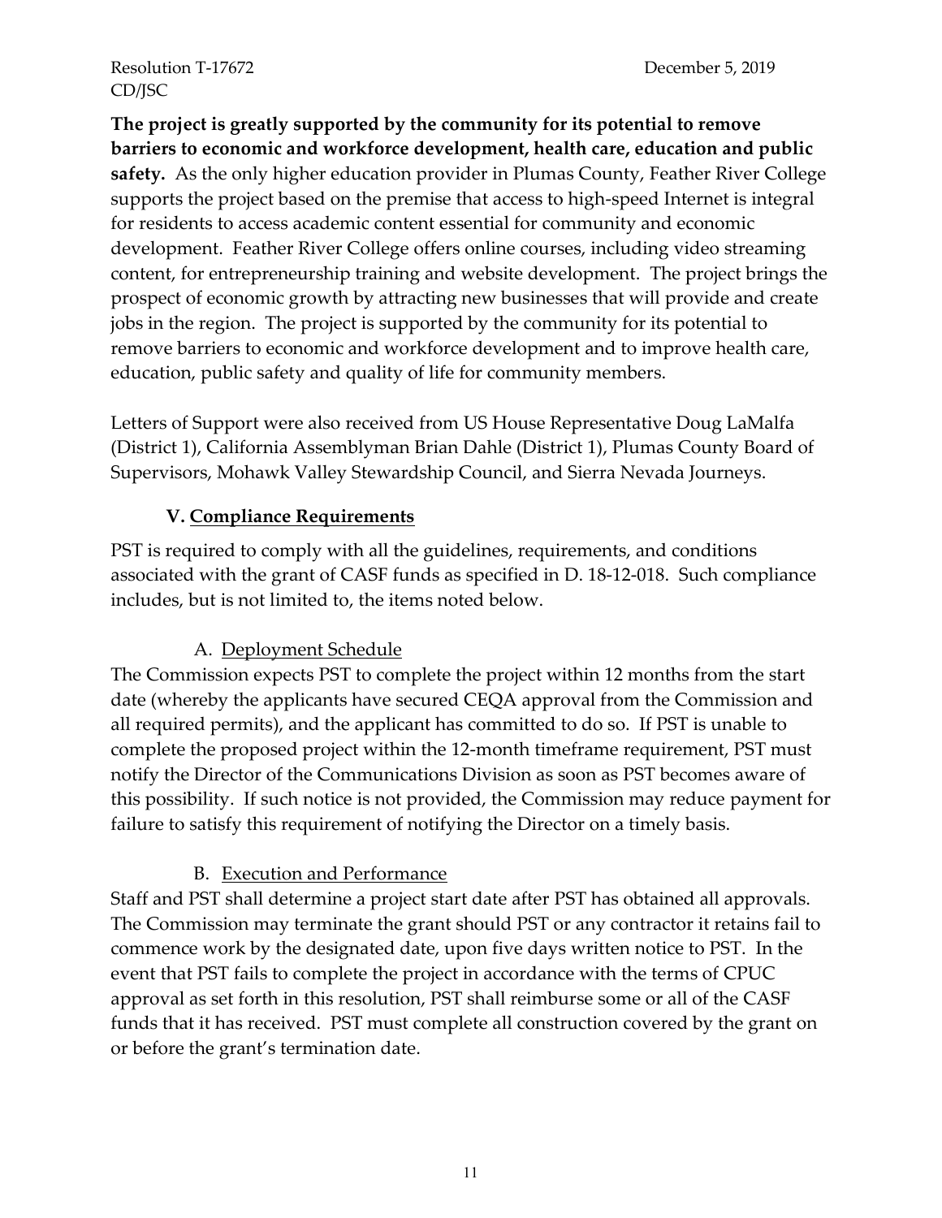**The project is greatly supported by the community for its potential to remove barriers to economic and workforce development, health care, education and public safety.** As the only higher education provider in Plumas County, Feather River College supports the project based on the premise that access to high-speed Internet is integral for residents to access academic content essential for community and economic development. Feather River College offers online courses, including video streaming content, for entrepreneurship training and website development. The project brings the prospect of economic growth by attracting new businesses that will provide and create jobs in the region. The project is supported by the community for its potential to remove barriers to economic and workforce development and to improve health care, education, public safety and quality of life for community members.

Letters of Support were also received from US House Representative Doug LaMalfa (District 1), California Assemblyman Brian Dahle (District 1), Plumas County Board of Supervisors, Mohawk Valley Stewardship Council, and Sierra Nevada Journeys.

## V. Compliance Requirements

PST is required to comply with all the guidelines, requirements, and conditions associated with the grant of CASF funds as specified in D. 18-12-018. Such compliance includes, but is not limited to, the items noted below.

### A. Deployment Schedule

The Commission expects PST to complete the project within 12 months from the start date (whereby the applicants have secured CEQA approval from the Commission and all required permits), and the applicant has committed to do so. If PST is unable to complete the proposed project within the 12-month timeframe requirement, PST must notify the Director of the Communications Division as soon as PST becomes aware of this possibility. If such notice is not provided, the Commission may reduce payment for failure to satisfy this requirement of notifying the Director on a timely basis.

### B. Execution and Performance

Staff and PST shall determine a project start date after PST has obtained all approvals. The Commission may terminate the grant should PST or any contractor it retains fail to commence work by the designated date, upon five days written notice to PST. In the event that PST fails to complete the project in accordance with the terms of CPUC approval as set forth in this resolution, PST shall reimburse some or all of the CASF funds that it has received. PST must complete all construction covered by the grant on or before the grant's termination date.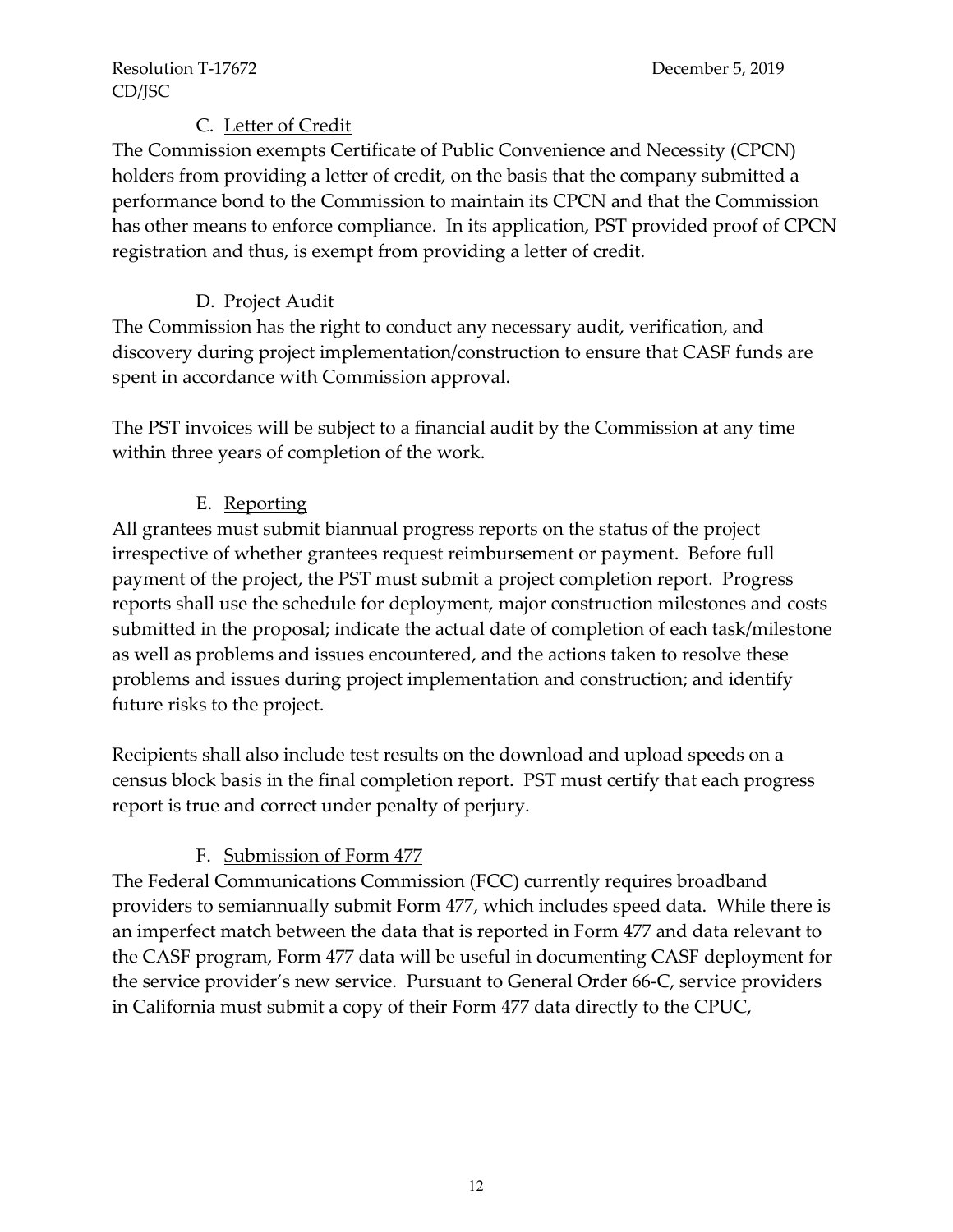### C. Letter of Credit

The Commission exempts Certificate of Public Convenience and Necessity (CPCN) holders from providing a letter of credit, on the basis that the company submitted a performance bond to the Commission to maintain its CPCN and that the Commission has other means to enforce compliance. In its application, PST provided proof of CPCN registration and thus, is exempt from providing a letter of credit.

### D. Project Audit

The Commission has the right to conduct any necessary audit, verification, and discovery during project implementation/construction to ensure that CASF funds are spent in accordance with Commission approval.

The PST invoices will be subject to a financial audit by the Commission at any time within three years of completion of the work.

### E. Reporting

All grantees must submit biannual progress reports on the status of the project irrespective of whether grantees request reimbursement or payment. Before full payment of the project, the PST must submit a project completion report. Progress reports shall use the schedule for deployment, major construction milestones and costs submitted in the proposal; indicate the actual date of completion of each task/milestone as well as problems and issues encountered, and the actions taken to resolve these problems and issues during project implementation and construction; and identify future risks to the project.

Recipients shall also include test results on the download and upload speeds on a census block basis in the final completion report. PST must certify that each progress report is true and correct under penalty of perjury.

### F. Submission of Form 477

The Federal Communications Commission (FCC) currently requires broadband providers to semiannually submit Form 477, which includes speed data. While there is an imperfect match between the data that is reported in Form 477 and data relevant to the CASF program, Form 477 data will be useful in documenting CASF deployment for the service provider's new service. Pursuant to General Order 66-C, service providers in California must submit a copy of their Form 477 data directly to the CPUC,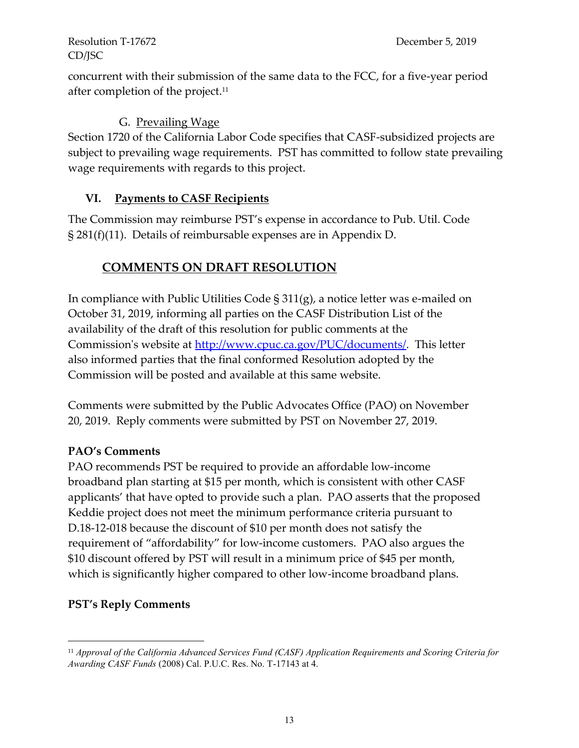concurrent with their submission of the same data to the FCC, for a five-year period after completion of the project.[11]

### G. Prevailing Wage

Section 1720 of the California Labor Code specifies that CASF-subsidized projects are subject to prevailing wage requirements. PST has committed to follow state prevailing wage requirements with regards to this project.

## VI. Payments to CASF Recipients

The Commission may reimburse PST's expense in accordance to Pub. Util. Code § 281(f)(11). Details of reimbursable expenses are in Appendix D.

## COMMENTS ON DRAFT RESOLUTION

In compliance with Public Utilities Code § 311(g), a notice letter was e-mailed on October 31, 2019, informing all parties on the CASF Distribution List of the availability of the draft of this resolution for public comments at the Commission's website at http://www.cpuc.ca.gov/PUC/documents/. This letter also informed parties that the final conformed Resolution adopted by the Commission will be posted and available at this same website.

Comments were submitted by the Public Advocates Office (PAO) on November 20, 2019. Reply comments were submitted by PST on November 27, 2019.

**PAO's Comments**

PAO recommends PST be required to provide an affordable low-income broadband plan starting at $15 per month, which is consistent with other CASF applicants' that have opted to provide such a plan. PAO asserts that the proposed Keddie project does not meet the minimum performance criteria pursuant to D.18-12-018 because the discount of $10 per month does not satisfy the requirement of "affordability" for low-income customers. PAO also argues the $10 discount offered by PST will result in a minimum price of $45 per month, which is significantly higher compared to other low-income broadband plans.

**PST's Reply Comments**

---

[11] *Approval of the California Advanced Services Fund (CASF) Application Requirements and Scoring Criteria for Awarding CASF Funds* (2008) Cal. P.U.C. Res. No. T-17143 at 4.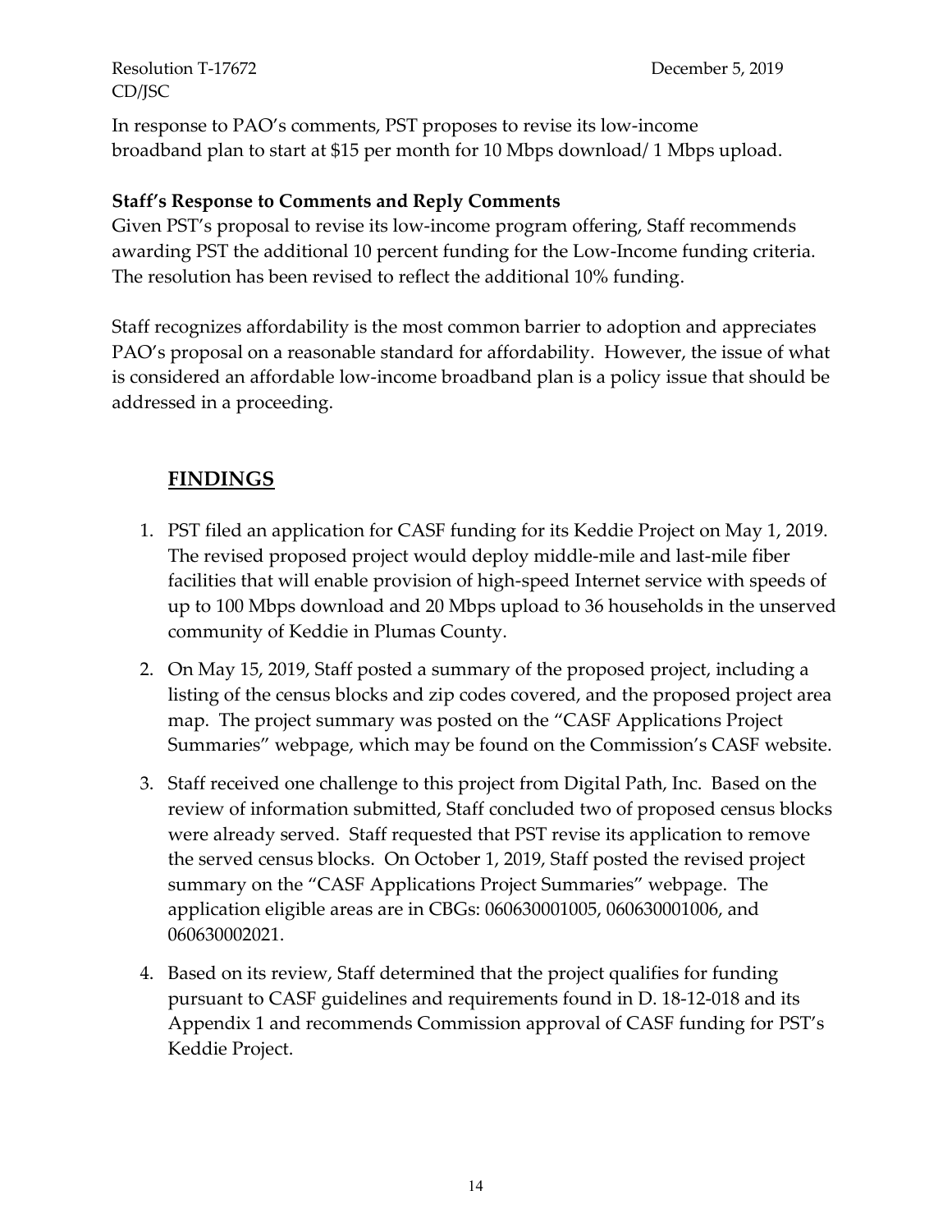In response to PAO's comments, PST proposes to revise its low-income broadband plan to start at $15 per month for 10 Mbps download/ 1 Mbps upload.

**Staff's Response to Comments and Reply Comments**

Given PST's proposal to revise its low-income program offering, Staff recommends awarding PST the additional 10 percent funding for the Low-Income funding criteria. The resolution has been revised to reflect the additional 10% funding.

Staff recognizes affordability is the most common barrier to adoption and appreciates PAO's proposal on a reasonable standard for affordability. However, the issue of what is considered an affordable low-income broadband plan is a policy issue that should be addressed in a proceeding.

## FINDINGS

1. PST filed an application for CASF funding for its Keddie Project on May 1, 2019. The revised proposed project would deploy middle-mile and last-mile fiber facilities that will enable provision of high-speed Internet service with speeds of up to 100 Mbps download and 20 Mbps upload to 36 households in the unserved community of Keddie in Plumas County.

2. On May 15, 2019, Staff posted a summary of the proposed project, including a listing of the census blocks and zip codes covered, and the proposed project area map. The project summary was posted on the "CASF Applications Project Summaries" webpage, which may be found on the Commission's CASF website.

3. Staff received one challenge to this project from Digital Path, Inc. Based on the review of information submitted, Staff concluded two of proposed census blocks were already served. Staff requested that PST revise its application to remove the served census blocks. On October 1, 2019, Staff posted the revised project summary on the "CASF Applications Project Summaries" webpage. The application eligible areas are in CBGs: 060630001005, 060630001006, and 060630002021.

4. Based on its review, Staff determined that the project qualifies for funding pursuant to CASF guidelines and requirements found in D. 18-12-018 and its Appendix 1 and recommends Commission approval of CASF funding for PST's Keddie Project.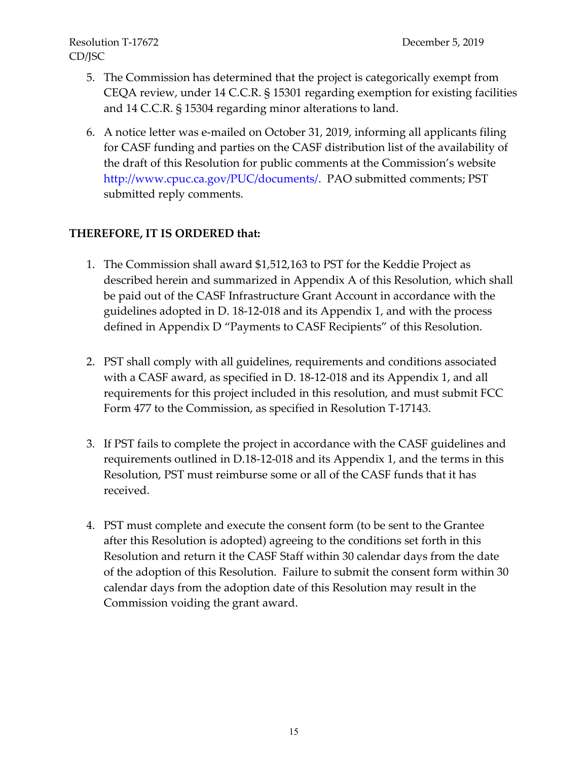5. The Commission has determined that the project is categorically exempt from CEQA review, under 14 C.C.R. § 15301 regarding exemption for existing facilities and 14 C.C.R. § 15304 regarding minor alterations to land.

6. A notice letter was e-mailed on October 31, 2019, informing all applicants filing for CASF funding and parties on the CASF distribution list of the availability of the draft of this Resolution for public comments at the Commission's website http://www.cpuc.ca.gov/PUC/documents/. PAO submitted comments; PST submitted reply comments.

**THEREFORE, IT IS ORDERED that:**

1. The Commission shall award $1,512,163 to PST for the Keddie Project as described herein and summarized in Appendix A of this Resolution, which shall be paid out of the CASF Infrastructure Grant Account in accordance with the guidelines adopted in D. 18-12-018 and its Appendix 1, and with the process defined in Appendix D "Payments to CASF Recipients" of this Resolution.

2. PST shall comply with all guidelines, requirements and conditions associated with a CASF award, as specified in D. 18-12-018 and its Appendix 1, and all requirements for this project included in this resolution, and must submit FCC Form 477 to the Commission, as specified in Resolution T-17143.

3. If PST fails to complete the project in accordance with the CASF guidelines and requirements outlined in D.18-12-018 and its Appendix 1, and the terms in this Resolution, PST must reimburse some or all of the CASF funds that it has received.

4. PST must complete and execute the consent form (to be sent to the Grantee after this Resolution is adopted) agreeing to the conditions set forth in this Resolution and return it the CASF Staff within 30 calendar days from the date of the adoption of this Resolution. Failure to submit the consent form within 30 calendar days from the adoption date of this Resolution may result in the Commission voiding the grant award.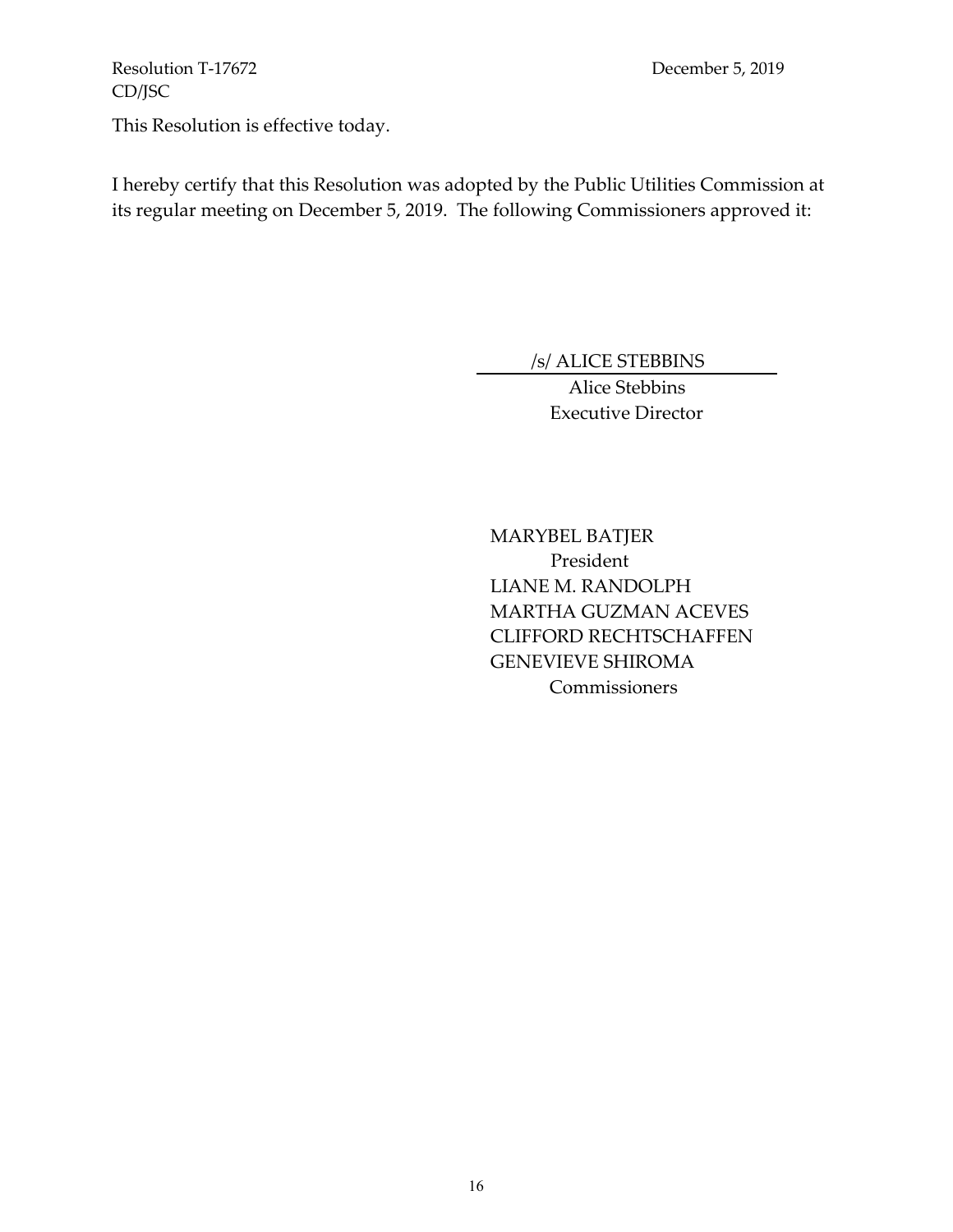This Resolution is effective today.

I hereby certify that this Resolution was adopted by the Public Utilities Commission at its regular meeting on December 5, 2019. The following Commissioners approved it:

/s/ ALICE STEBBINS  
Alice Stebbins  
Executive Director

MARYBEL BATJER  
President  
LIANE M. RANDOLPH  
MARTHA GUZMAN ACEVES  
CLIFFORD RECHTSCHAFFEN  
GENEVIEVE SHIROMA  
Commissioners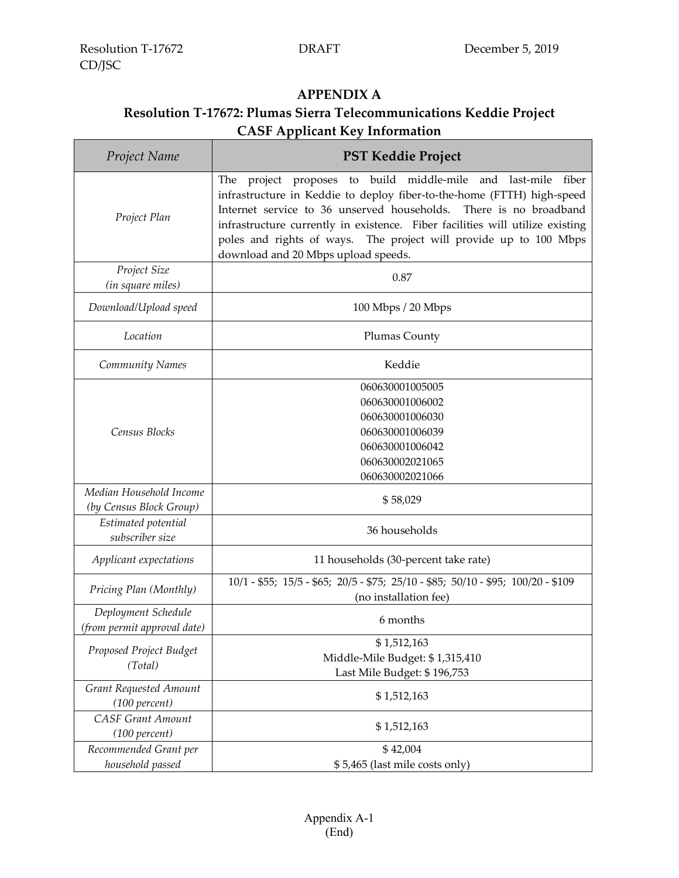## APPENDIX A

### Resolution T-17672: Plumas Sierra Telecommunications Keddie Project CASF Applicant Key Information

| *Project Name* | **PST Keddie Project** |
|---|---|
| *Project Plan* | The project proposes to build middle-mile and last-mile fiber infrastructure in Keddie to deploy fiber-to-the-home (FTTH) high-speed Internet service to 36 unserved households. There is no broadband infrastructure currently in existence. Fiber facilities will utilize existing poles and rights of ways. The project will provide up to 100 Mbps download and 20 Mbps upload speeds. |
| *Project Size (in square miles)* | 0.87 |
| *Download/Upload speed* | 100 Mbps / 20 Mbps |
| *Location* | Plumas County |
| *Community Names* | Keddie |
| *Census Blocks* | 060630001005005<br>060630001006002<br>060630001006030<br>060630001006039<br>060630001006042<br>060630002021065<br>060630002021066 |
| *Median Household Income (by Census Block Group)* | $ 58,029 |
| *Estimated potential subscriber size* | 36 households |
| *Applicant expectations* | 11 households (30-percent take rate) |
| *Pricing Plan (Monthly)* | 10/1 - $55; 15/5 - $65; 20/5 - $75; 25/10 - $85; 50/10 - $95; 100/20 - $109 (no installation fee) |
| *Deployment Schedule (from permit approval date)* | 6 months |
| *Proposed Project Budget (Total)* | $ 1,512,163<br>Middle-Mile Budget: $ 1,315,410<br>Last Mile Budget: $ 196,753 |
| *Grant Requested Amount (100 percent)* | $ 1,512,163 |
| *CASF Grant Amount (100 percent)* | $ 1,512,163 |
| *Recommended Grant per household passed* | $ 42,004<br>$ 5,465 (last mile costs only) |

Appendix A-1
(End)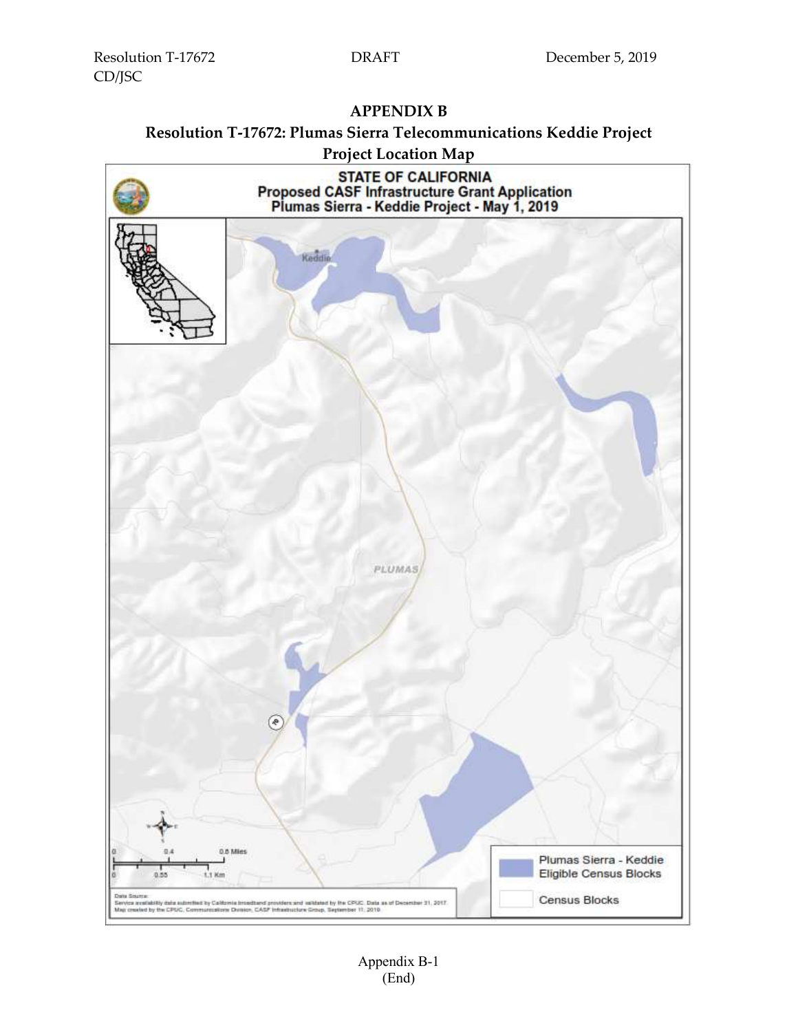# APPENDIX B

## Resolution T-17672: Plumas Sierra Telecommunications Keddie Project Project Location Map

STATE OF CALIFORNIA
Proposed CASF Infrastructure Grant Application
Plumas Sierra - Keddie Project - May 1, 2019

Keddie

PLUMAS

70

0 0.4 0.8 Miles
0 0.55 1.1 Km

Plumas Sierra - Keddie Eligible Census Blocks

Census Blocks

Data Source:
Service availability data submitted by California broadband providers and validated by the CPUC. Data as of December 31, 2017.
Map created by the CPUC, Communications Division, CASF Infrastructure Group, September 11, 2019

Appendix B-1
(End)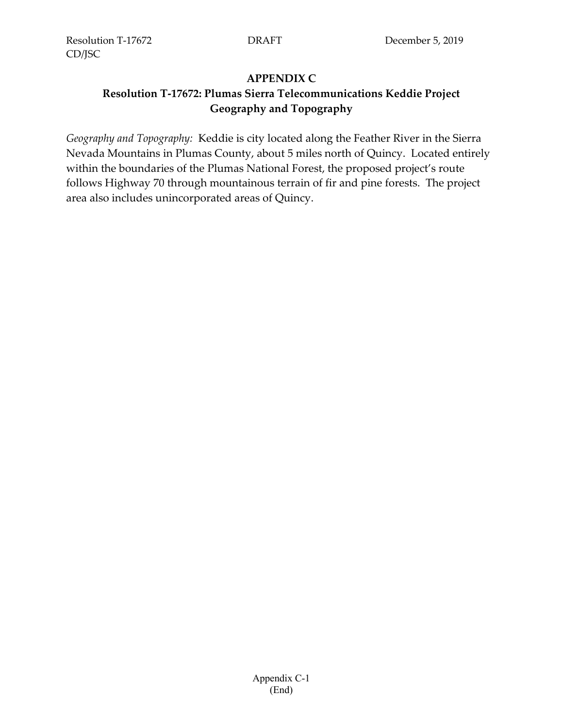## APPENDIX C

## Resolution T-17672: Plumas Sierra Telecommunications Keddie Project Geography and Topography

*Geography and Topography:* Keddie is city located along the Feather River in the Sierra Nevada Mountains in Plumas County, about 5 miles north of Quincy. Located entirely within the boundaries of the Plumas National Forest, the proposed project's route follows Highway 70 through mountainous terrain of fir and pine forests. The project area also includes unincorporated areas of Quincy.

(End)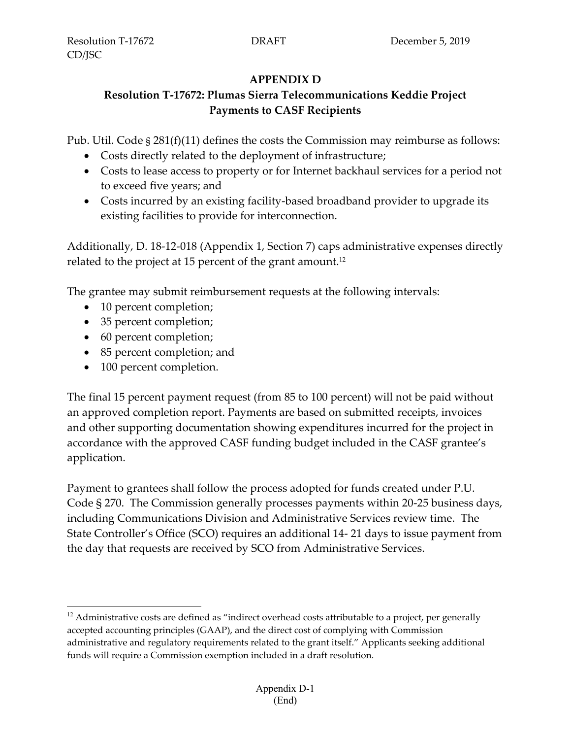## APPENDIX D

## Resolution T-17672: Plumas Sierra Telecommunications Keddie Project Payments to CASF Recipients

Pub. Util. Code § 281(f)(11) defines the costs the Commission may reimburse as follows:

- Costs directly related to the deployment of infrastructure;
- Costs to lease access to property or for Internet backhaul services for a period not to exceed five years; and
- Costs incurred by an existing facility-based broadband provider to upgrade its existing facilities to provide for interconnection.

Additionally, D. 18-12-018 (Appendix 1, Section 7) caps administrative expenses directly related to the project at 15 percent of the grant amount.[12]

The grantee may submit reimbursement requests at the following intervals:

- 10 percent completion;
- 35 percent completion;
- 60 percent completion;
- 85 percent completion; and
- 100 percent completion.

The final 15 percent payment request (from 85 to 100 percent) will not be paid without an approved completion report. Payments are based on submitted receipts, invoices and other supporting documentation showing expenditures incurred for the project in accordance with the approved CASF funding budget included in the CASF grantee's application.

Payment to grantees shall follow the process adopted for funds created under P.U. Code § 270. The Commission generally processes payments within 20-25 business days, including Communications Division and Administrative Services review time. The State Controller's Office (SCO) requires an additional 14- 21 days to issue payment from the day that requests are received by SCO from Administrative Services.

[12] Administrative costs are defined as "indirect overhead costs attributable to a project, per generally accepted accounting principles (GAAP), and the direct cost of complying with Commission administrative and regulatory requirements related to the grant itself." Applicants seeking additional funds will require a Commission exemption included in a draft resolution.

(End)